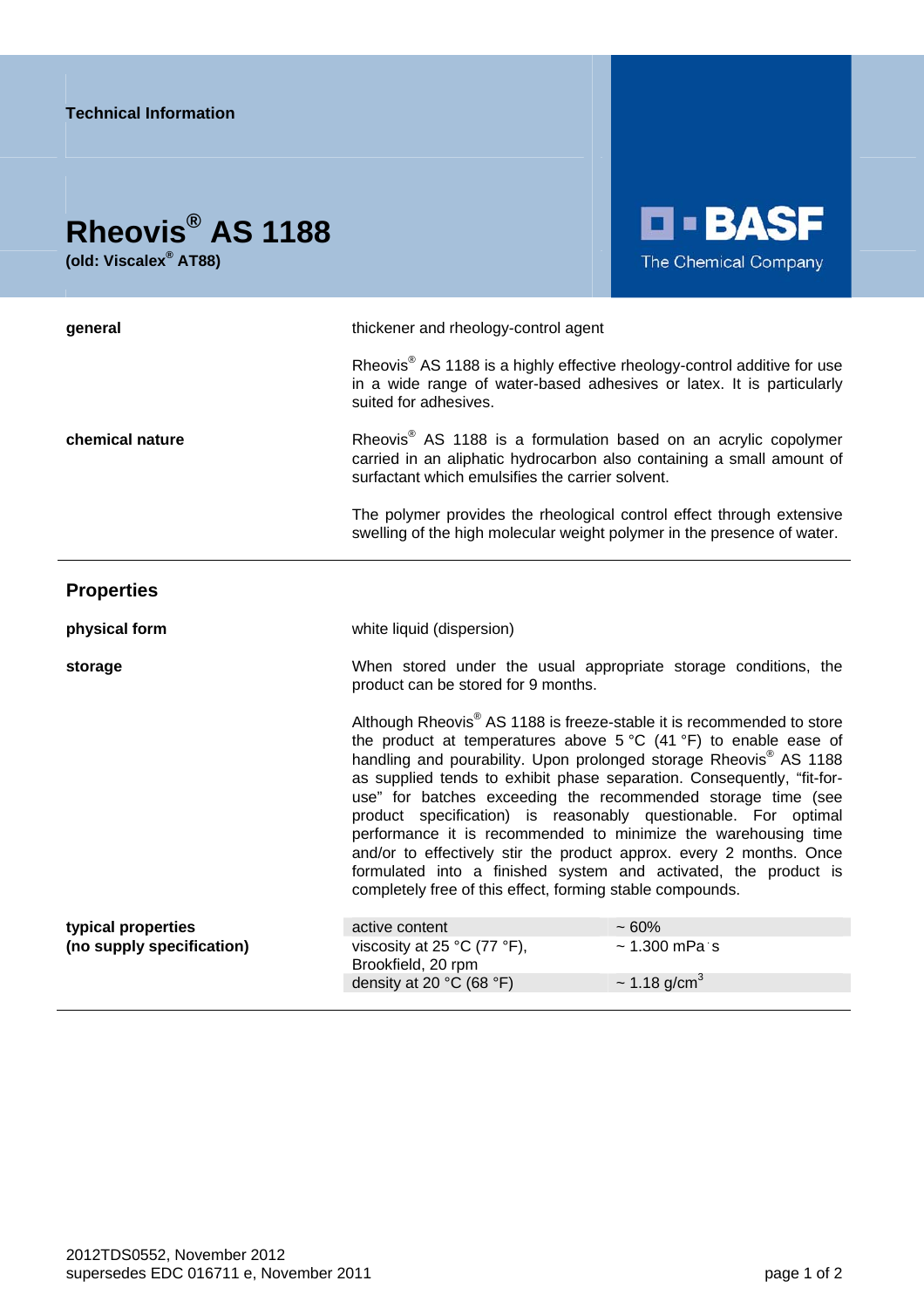Technical Information

# Rheovis® AS 1188

**(old: Viscalex® AT88)**

BASF
The Chemical Company

**general**

thickener and rheology-control agent

Rheovis® AS 1188 is a highly effective rheology-control additive for use in a wide range of water-based adhesives or latex. It is particularly suited for adhesives.

**chemical nature**

Rheovis® AS 1188 is a formulation based on an acrylic copolymer carried in an aliphatic hydrocarbon also containing a small amount of surfactant which emulsifies the carrier solvent.

The polymer provides the rheological control effect through extensive swelling of the high molecular weight polymer in the presence of water.

## Properties

**physical form**

white liquid (dispersion)

**storage**

When stored under the usual appropriate storage conditions, the product can be stored for 9 months.

Although Rheovis® AS 1188 is freeze-stable it is recommended to store the product at temperatures above 5 °C (41 °F) to enable ease of handling and pourability. Upon prolonged storage Rheovis® AS 1188 as supplied tends to exhibit phase separation. Consequently, “fit-for-use” for batches exceeding the recommended storage time (see product specification) is reasonably questionable. For optimal performance it is recommended to minimize the warehousing time and/or to effectively stir the product approx. every 2 months. Once formulated into a finished system and activated, the product is completely free of this effect, forming stable compounds.

**typical properties (no supply specification)**

| | |
|---|---|
| active content | ~ 60% |
| viscosity at 25 °C (77 °F), Brookfield, 20 rpm | ~ 1.300 mPa·s |
| density at 20 °C (68 °F) | ~ 1.18 g/cm$^3$ |

2012TDS0552, November 2012
supersedes EDC 016711 e, November 2011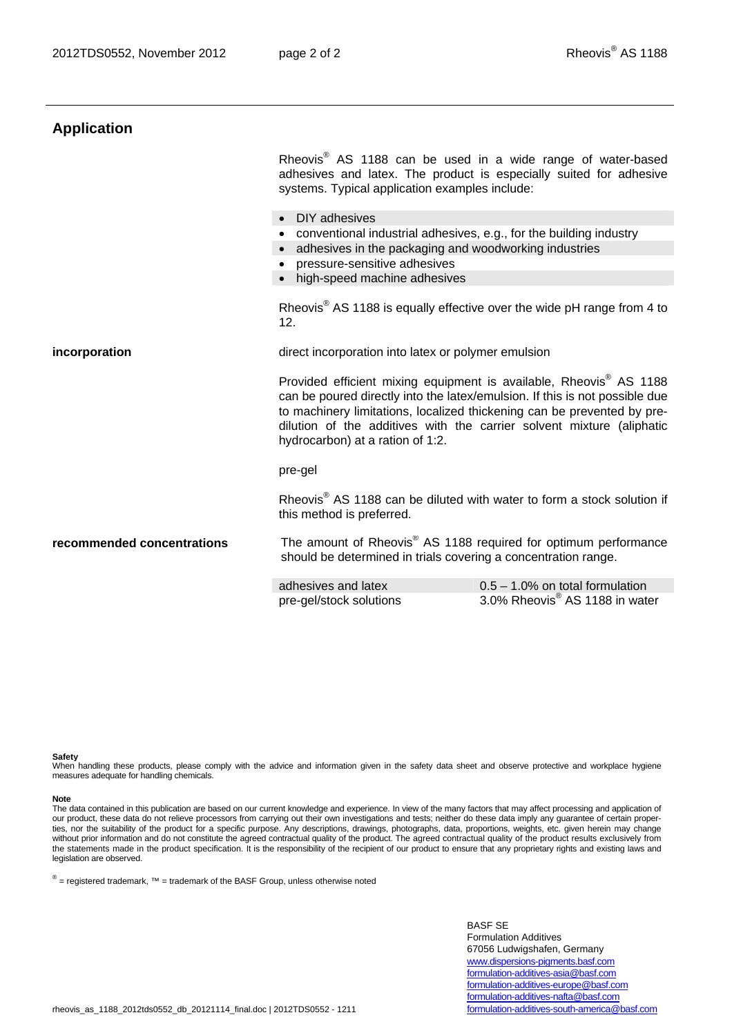## Application

Rheovis® AS 1188 can be used in a wide range of water-based adhesives and latex. The product is especially suited for adhesive systems. Typical application examples include:

- DIY adhesives
- conventional industrial adhesives, e.g., for the building industry
- adhesives in the packaging and woodworking industries
- pressure-sensitive adhesives
- high-speed machine adhesives

Rheovis® AS 1188 is equally effective over the wide pH range from 4 to 12.

**incorporation**

direct incorporation into latex or polymer emulsion

Provided efficient mixing equipment is available, Rheovis® AS 1188 can be poured directly into the latex/emulsion. If this is not possible due to machinery limitations, localized thickening can be prevented by pre-dilution of the additives with the carrier solvent mixture (aliphatic hydrocarbon) at a ration of 1:2.

pre-gel

Rheovis® AS 1188 can be diluted with water to form a stock solution if this method is preferred.

**recommended concentrations**

The amount of Rheovis® AS 1188 required for optimum performance should be determined in trials covering a concentration range.

| | |
|---|---|
| adhesives and latex | 0.5 – 1.0% on total formulation |
| pre-gel/stock solutions | 3.0% Rheovis® AS 1188 in water |

**Safety**
When handling these products, please comply with the advice and information given in the safety data sheet and observe protective and workplace hygiene measures adequate for handling chemicals.

**Note**
The data contained in this publication are based on our current knowledge and experience. In view of the many factors that may affect processing and application of our product, these data do not relieve processors from carrying out their own investigations and tests; neither do these data imply any guarantee of certain properties, nor the suitability of the product for a specific purpose. Any descriptions, drawings, photographs, data, proportions, weights, etc. given herein may change without prior information and do not constitute the agreed contractual quality of the product. The agreed contractual quality of the product results exclusively from the statements made in the product specification. It is the responsibility of the recipient of our product to ensure that any proprietary rights and existing laws and legislation are observed.

® = registered trademark, ™ = trademark of the BASF Group, unless otherwise noted

BASF SE
Formulation Additives
67056 Ludwigshafen, Germany
www.dispersions-pigments.basf.com
formulation-additives-asia@basf.com
formulation-additives-europe@basf.com
formulation-additives-nafta@basf.com
formulation-additives-south-america@basf.com

rheovis_as_1188_2012tds0552_db_20121114_final.doc | 2012TDS0552 - 1211